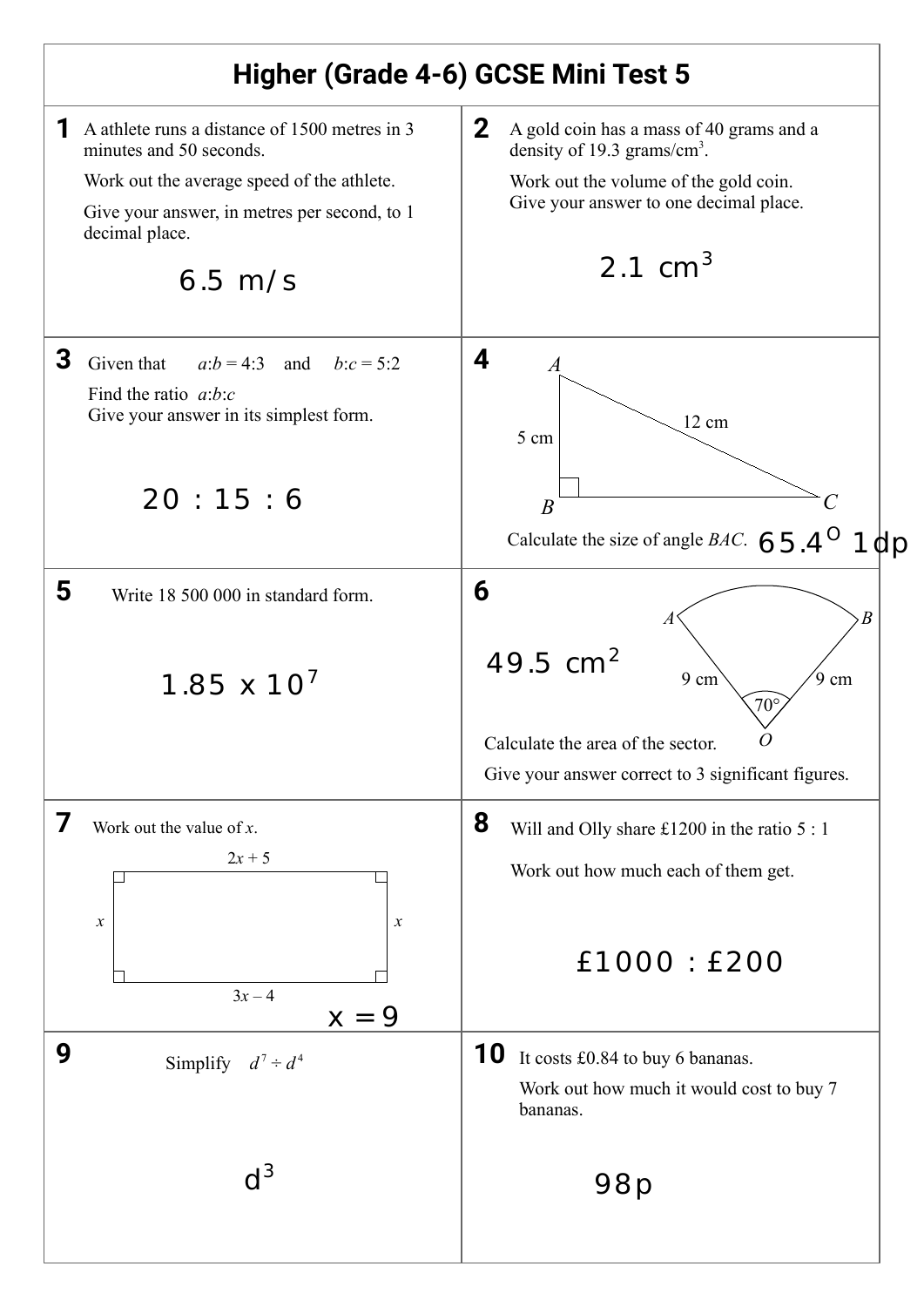# Higher (Grade 4-6) GCSE Mini Test 5

**1** A athlete runs a distance of 1500 metres in 3 minutes and 50 seconds.

Work out the average speed of the athlete.

Give your answer, in metres per second, to 1 decimal place.

6.5 m/s

**2** A gold coin has a mass of 40 grams and a density of 19.3 grams/cm$^3$.

Work out the volume of the gold coin.
Give your answer to one decimal place.

2.1 cm$^3$

**3** Given that $a$:$b$ = 4:3 and $b$:$c$ = 5:2

Find the ratio $a$:$b$:$c$
Give your answer in its simplest form.

20 : 15 : 6

**4**

A, B, C; AB = 5 cm, AC = 12 cm, right angle at B

Calculate the size of angle $BAC$. 65.4$^{o}$ 1dp

**5** Write 18 500 000 in standard form.

1.85 x 10$^7$

**6**

A, B, O; OA = 9 cm, OB = 9 cm, angle AOB = 70°

49.5 cm$^2$

Calculate the area of the sector.

Give your answer correct to 3 significant figures.

**7** Work out the value of $x$.

Rectangle with sides $2x + 5$ (top), $3x - 4$ (bottom), $x$ (left), $x$ (right)

x = 9

**8** Will and Olly share £1200 in the ratio 5 : 1

Work out how much each of them get.

£1000 : £200

**9** Simplify $d^7 \div d^4$

d$^3$

**10** It costs £0.84 to buy 6 bananas.

Work out how much it would cost to buy 7 bananas.

98p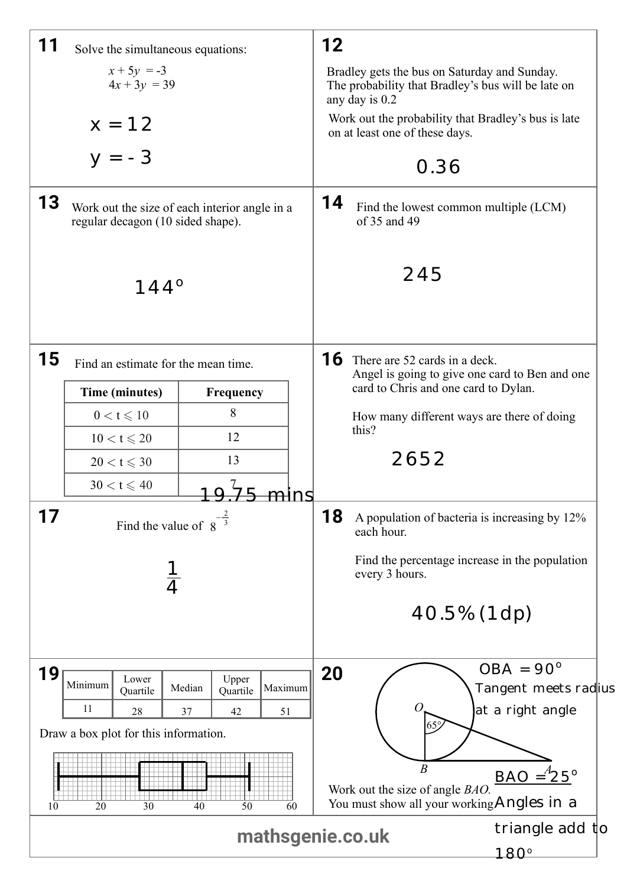**11** Solve the simultaneous equations:

$x + 5y = -3$
$4x + 3y = 39$

x = 12

y = -3

**12**

Bradley gets the bus on Saturday and Sunday.
The probability that Bradley's bus will be late on any day is 0.2

Work out the probability that Bradley's bus is late on at least one of these days.

0.36

**13** Work out the size of each interior angle in a regular decagon (10 sided shape).

144°

**14** Find the lowest common multiple (LCM) of 35 and 49

245

**15** Find an estimate for the mean time.

| Time (minutes) | Frequency |
|---|---|
| $0 < t \leqslant 10$ | 8 |
| $10 < t \leqslant 20$ | 12 |
| $20 < t \leqslant 30$ | 13 |
| $30 < t \leqslant 40$ | 7 |

19.75 mins

**16** There are 52 cards in a deck.
Angel is going to give one card to Ben and one card to Chris and one card to Dylan.

How many different ways are there of doing this?

2652

**17** Find the value of $8^{-\frac{2}{3}}$

$\frac{1}{4}$

**18** A population of bacteria is increasing by 12% each hour.

Find the percentage increase in the population every 3 hours.

40.5% (1dp)

**19**

| Minimum | Lower Quartile | Median | Upper Quartile | Maximum |
|---|---|---|---|---|
| 11 | 28 | 37 | 42 | 51 |

Draw a box plot for this information.

10 20 30 40 50 60

**20**

O
65°
B
A

OBA = 90°
Tangent meets radius at a right angle

Work out the size of angle *BAO*.
You must show all your working.

BAO = 25°
Angles in a triangle add to 180°

mathsgenie.co.uk